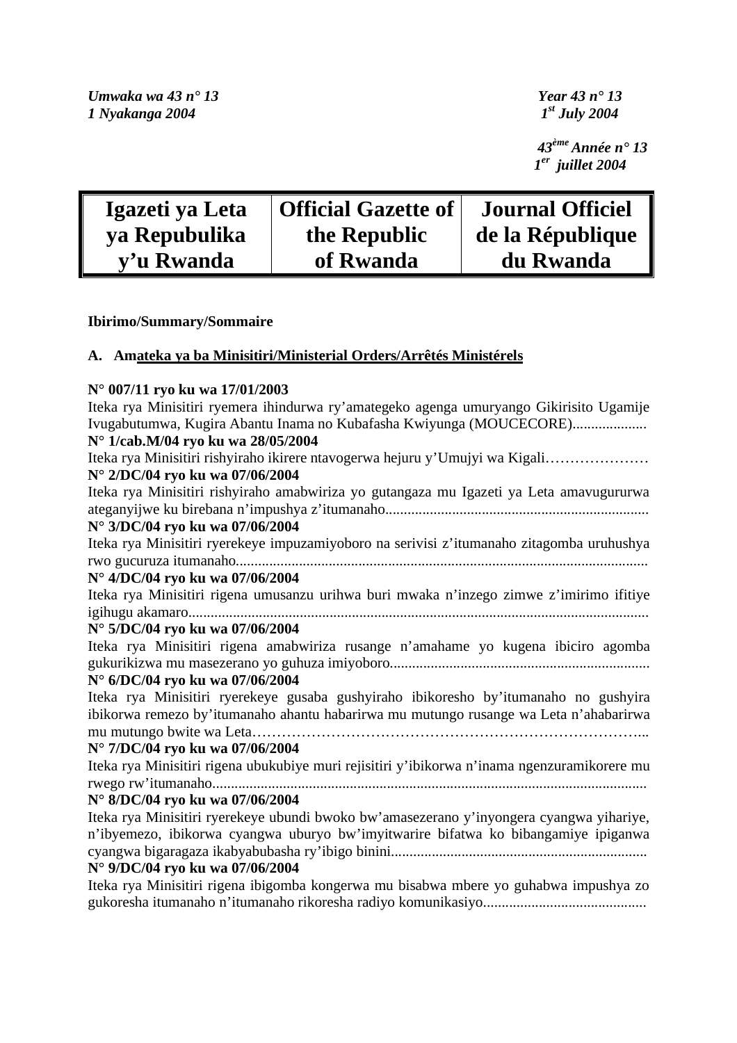*Umwaka wa 43 n° 13*
*1 Nyakanga 2004*

*Year 43 n° 13*
*1st July 2004*

*43ème Année n° 13*
*1er juillet 2004*

| Igazeti ya Leta ya Repubulika y'u Rwanda | Official Gazette of the Republic of Rwanda | Journal Officiel de la République du Rwanda |
|---|---|---|

**Ibirimo/Summary/Sommaire**

**A. Amateka ya ba Minisitiri/Ministerial Orders/Arrêtés Ministérels**

**N° 007/11 ryo ku wa 17/01/2003**
Iteka rya Minisitiri ryemera ihindurwa ry'amategeko agenga umuryango Gikirisito Ugamije Ivugabutumwa, Kugira Abantu Inama no Kubafasha Kwiyunga (MOUCECORE)....................

**N° 1/cab.M/04 ryo ku wa 28/05/2004**
Iteka rya Minisitiri rishyiraho ikirere ntavogerwa hejuru y'Umujyi wa Kigali…………………

**N° 2/DC/04 ryo ku wa 07/06/2004**
Iteka rya Minisitiri rishyiraho amabwiriza yo gutangaza mu Igazeti ya Leta amavugururwa ateganyijwe ku birebana n'impushya z'itumanaho.......................................................................

**N° 3/DC/04 ryo ku wa 07/06/2004**
Iteka rya Minisitiri ryerekeye impuzamiyoboro na serivisi z'itumanaho zitagomba uruhushya rwo gucuruza itumanaho...............................................................................................................

**N° 4/DC/04 ryo ku wa 07/06/2004**
Iteka rya Minisitiri rigena umusanzu urihwa buri mwaka n'inzego zimwe z'imirimo ifitiye igihugu akamaro...........................................................................................................................

**N° 5/DC/04 ryo ku wa 07/06/2004**
Iteka rya Minisitiri rigena amabwiriza rusange n'amahame yo kugena ibiciro agomba gukurikizwa mu masezerano yo guhuza imiyoboro.....................................................................

**N° 6/DC/04 ryo ku wa 07/06/2004**
Iteka rya Minisitiri ryerekeye gusaba gushyiraho ibikoresho by'itumanaho no gushyira ibikorwa remezo by'itumanaho ahantu habarirwa mu mutungo rusange wa Leta n'ahabarirwa mu mutungo bwite wa Leta…………………………………………………………………..

**N° 7/DC/04 ryo ku wa 07/06/2004**
Iteka rya Minisitiri rigena ubukubiye muri rejisitiri y'ibikorwa n'inama ngenzuramikorere mu rwego rw'itumanaho.....................................................................................................................

**N° 8/DC/04 ryo ku wa 07/06/2004**
Iteka rya Minisitiri ryerekeye ubundi bwoko bw'amasezerano y'inyongera cyangwa yihariye, n'ibyemezo, ibikorwa cyangwa uburyo bw'imyitwarire bifatwa ko bibangamiye ipiganwa cyangwa bigaragaza ikabyabubasha ry'ibigo binini.....................................................................

**N° 9/DC/04 ryo ku wa 07/06/2004**
Iteka rya Minisitiri rigena ibigomba kongerwa mu bisabwa mbere yo guhabwa impushya zo gukoresha itumanaho n'itumanaho rikoresha radiyo komunikasiyo............................................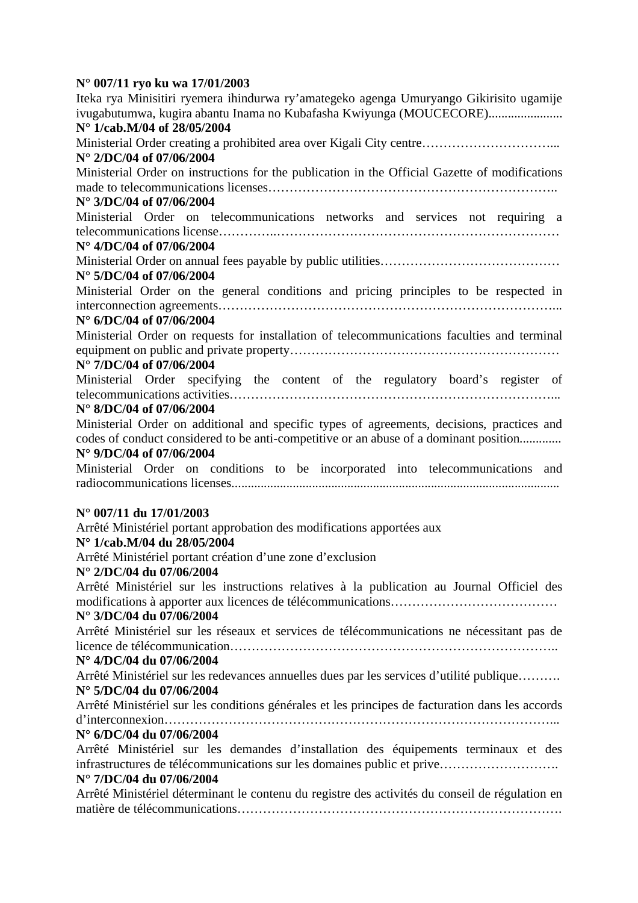**N° 007/11 ryo ku wa 17/01/2003**

Iteka rya Minisitiri ryemera ihindurwa ry'amategeko agenga Umuryango Gikirisito ugamije ivugabutumwa, kugira abantu Inama no Kubafasha Kwiyunga (MOUCECORE).......................

**N° 1/cab.M/04 of 28/05/2004**

Ministerial Order creating a prohibited area over Kigali City centre…………………………...

**N° 2/DC/04 of 07/06/2004**

Ministerial Order on instructions for the publication in the Official Gazette of modifications made to telecommunications licenses…………………………………………………………..

**N° 3/DC/04 of 07/06/2004**

Ministerial Order on telecommunications networks and services not requiring a telecommunications license…………..……………………………………………………………

**N° 4/DC/04 of 07/06/2004**

Ministerial Order on annual fees payable by public utilities……………………………………

**N° 5/DC/04 of 07/06/2004**

Ministerial Order on the general conditions and pricing principles to be respected in interconnection agreements……………………………………………………………………...

**N° 6/DC/04 of 07/06/2004**

Ministerial Order on requests for installation of telecommunications faculties and terminal equipment on public and private property………………………………………………………

**N° 7/DC/04 of 07/06/2004**

Ministerial Order specifying the content of the regulatory board's register of telecommunications activities…………………………………………………………………...

**N° 8/DC/04 of 07/06/2004**

Ministerial Order on additional and specific types of agreements, decisions, practices and codes of conduct considered to be anti-competitive or an abuse of a dominant position............

**N° 9/DC/04 of 07/06/2004**

Ministerial Order on conditions to be incorporated into telecommunications and radiocommunications licenses....................................................................................................

**N° 007/11 du 17/01/2003**

Arrêté Ministériel portant approbation des modifications apportées aux

**N° 1/cab.M/04 du 28/05/2004**

Arrêté Ministériel portant création d'une zone d'exclusion

**N° 2/DC/04 du 07/06/2004**

Arrêté Ministériel sur les instructions relatives à la publication au Journal Officiel des modifications à apporter aux licences de télécommunications…………………………………

**N° 3/DC/04 du 07/06/2004**

Arrêté Ministériel sur les réseaux et services de télécommunications ne nécessitant pas de licence de télécommunication…………………………………………………………………..

**N° 4/DC/04 du 07/06/2004**

Arrêté Ministériel sur les redevances annuelles dues par les services d'utilité publique……….

**N° 5/DC/04 du 07/06/2004**

Arrêté Ministériel sur les conditions générales et les principes de facturation dans les accords d'interconnexion………………………………………………………………………………...

**N° 6/DC/04 du 07/06/2004**

Arrêté Ministériel sur les demandes d'installation des équipements terminaux et des infrastructures de télécommunications sur les domaines public et prive……………………….

**N° 7/DC/04 du 07/06/2004**

Arrêté Ministériel déterminant le contenu du registre des activités du conseil de régulation en matière de télécommunications……………………………………………………………….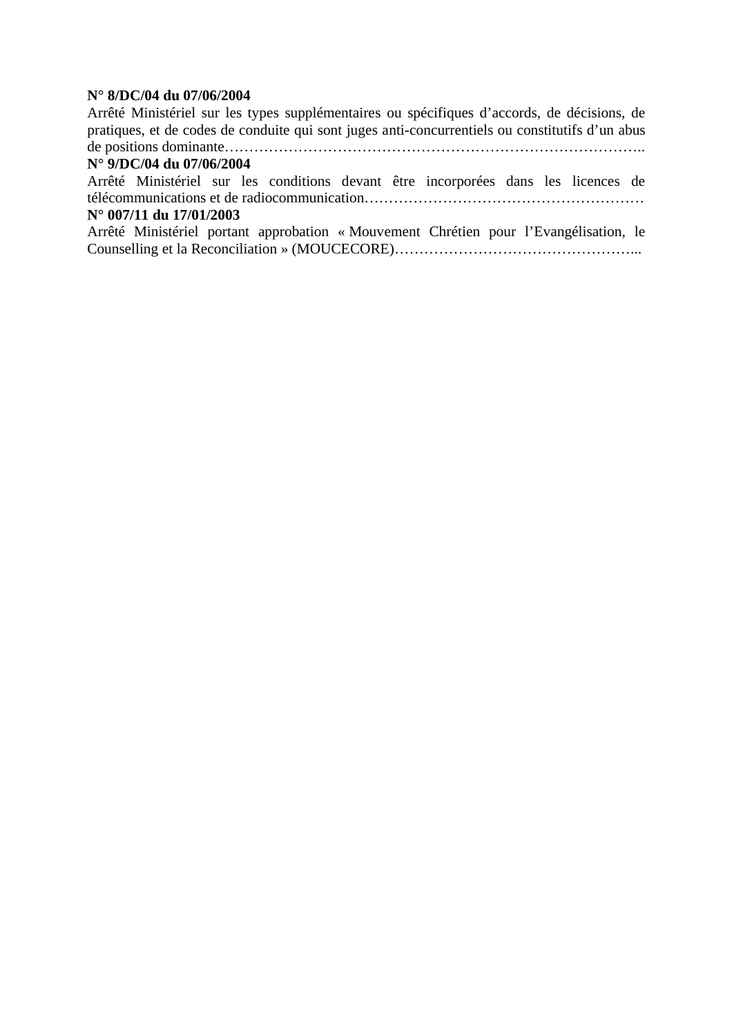**N° 8/DC/04 du 07/06/2004**
Arrêté Ministériel sur les types supplémentaires ou spécifiques d'accords, de décisions, de pratiques, et de codes de conduite qui sont juges anti-concurrentiels ou constitutifs d'un abus de positions dominante…………………………………………………………………………..

**N° 9/DC/04 du 07/06/2004**
Arrêté Ministériel sur les conditions devant être incorporées dans les licences de télécommunications et de radiocommunication…………………………………………………

**N° 007/11 du 17/01/2003**
Arrêté Ministériel portant approbation « Mouvement Chrétien pour l'Evangélisation, le Counselling et la Reconciliation » (MOUCECORE)…………………………………………...